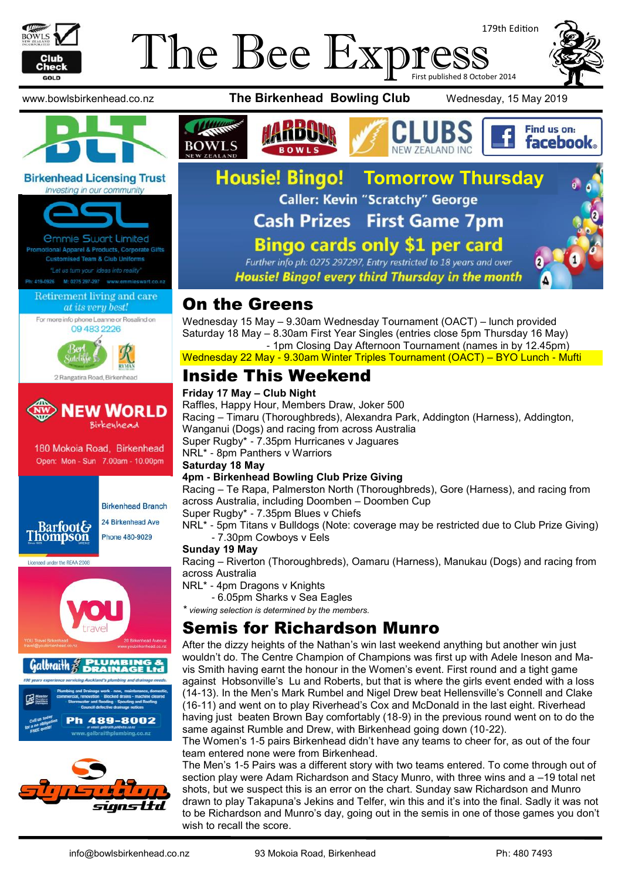# The Bee Express

179th Edition

First published 8 October 2014

www.bowlsbirkenhead.co.nz **The Birkenhead Bowling Club** Wednesday, 15 May 2019

**Housie! Bingo! Tomorrow Thursday**

Caller: Kevin "Scratchy" George

Cash Prizes First Game 7pm

Bingo cards only $1 per card

*Further info ph: 0275 297297, Entry restricted to 18 years and over*

*Housie! Bingo! every third Thursday in the month*

## On the Greens

Wednesday 15 May – 9.30am Wednesday Tournament (OACT) – lunch provided

Saturday 18 May – 8.30am First Year Singles (entries close 5pm Thursday 16 May)

- 1pm Closing Day Afternoon Tournament (names in by 12.45pm)

Wednesday 22 May - 9.30am Winter Triples Tournament (OACT) – BYO Lunch - Mufti

## Inside This Weekend

**Friday 17 May – Club Night**

Raffles, Happy Hour, Members Draw, Joker 500

Racing – Timaru (Thoroughbreds), Alexandra Park, Addington (Harness), Addington, Wanganui (Dogs) and racing from across Australia

Super Rugby* - 7.35pm Hurricanes v Jaguares

NRL* - 8pm Panthers v Warriors

**Saturday 18 May**

**4pm - Birkenhead Bowling Club Prize Giving**

Racing – Te Rapa, Palmerston North (Thoroughbreds), Gore (Harness), and racing from across Australia, including Doomben – Doomben Cup

Super Rugby* - 7.35pm Blues v Chiefs

NRL* - 5pm Titans v Bulldogs (Note: coverage may be restricted due to Club Prize Giving)

- 7.30pm Cowboys v Eels

**Sunday 19 May**

Racing – Riverton (Thoroughbreds), Oamaru (Harness), Manukau (Dogs) and racing from across Australia

NRL* - 4pm Dragons v Knights

- 6.05pm Sharks v Sea Eagles

* *viewing selection is determined by the members.*

## Semis for Richardson Munro

After the dizzy heights of the Nathan's win last weekend anything but another win just wouldn't do. The Centre Champion of Champions was first up with Adele Ineson and Mavis Smith having earnt the honour in the Women's event. First round and a tight game against Hobsonville's Lu and Roberts, but that is where the girls event ended with a loss (14-13). In the Men's Mark Rumbel and Nigel Drew beat Hellensville's Connell and Clake (16-11) and went on to play Riverhead's Cox and McDonald in the last eight. Riverhead having just beaten Brown Bay comfortably (18-9) in the previous round went on to do the same against Rumble and Drew, with Birkenhead going down (10-22).

The Women's 1-5 pairs Birkenhead didn't have any teams to cheer for, as out of the four team entered none were from Birkenhead.

The Men's 1-5 Pairs was a different story with two teams entered. To come through out of section play were Adam Richardson and Stacy Munro, with three wins and a –19 total net shots, but we suspect this is an error on the chart. Sunday saw Richardson and Munro drawn to play Takapuna's Jekins and Telfer, win this and it's into the final. Sadly it was not to be Richardson and Munro's day, going out in the semis in one of those games you don't wish to recall the score.

info@bowlsbirkenhead.co.nz 93 Mokoia Road, Birkenhead Ph: 480 7493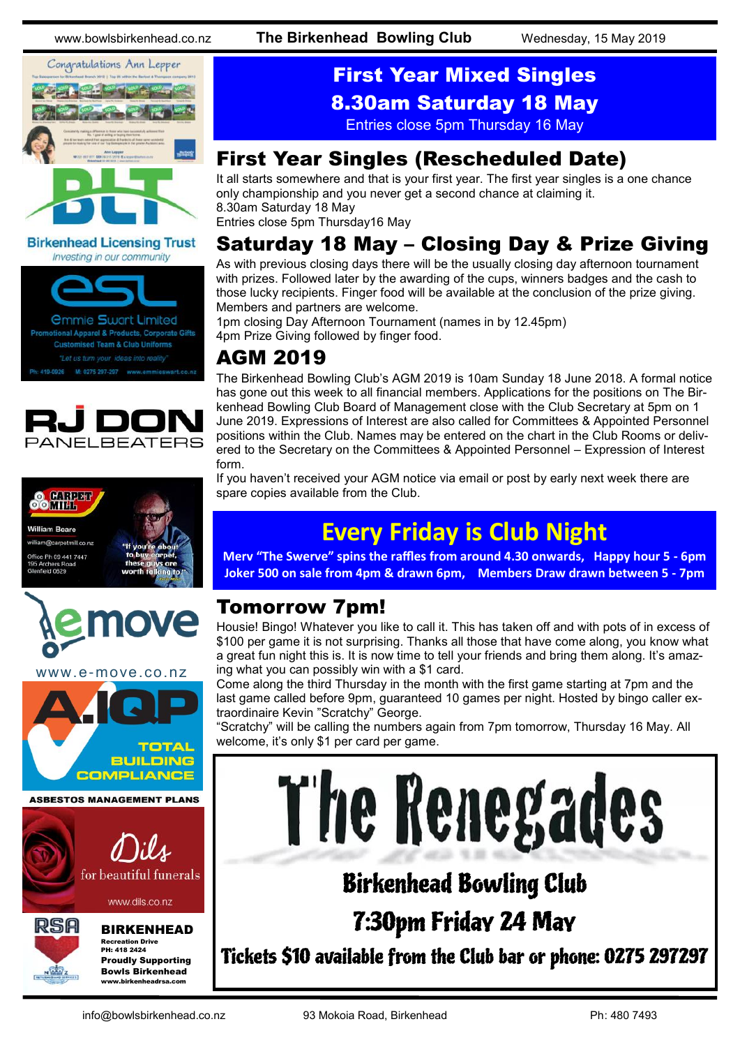# First Year Mixed Singles

## 8.30am Saturday 18 May

Entries close 5pm Thursday 16 May

## First Year Singles (Rescheduled Date)

It all starts somewhere and that is your first year. The first year singles is a one chance only championship and you never get a second chance at claiming it.
8.30am Saturday 18 May
Entries close 5pm Thursday16 May

## Saturday 18 May – Closing Day & Prize Giving

As with previous closing days there will be the usually closing day afternoon tournament with prizes. Followed later by the awarding of the cups, winners badges and the cash to those lucky recipients. Finger food will be available at the conclusion of the prize giving. Members and partners are welcome.
1pm closing Day Afternoon Tournament (names in by 12.45pm)
4pm Prize Giving followed by finger food.

## AGM 2019

The Birkenhead Bowling Club's AGM 2019 is 10am Sunday 18 June 2018. A formal notice has gone out this week to all financial members. Applications for the positions on The Birkenhead Bowling Club Board of Management close with the Club Secretary at 5pm on 1 June 2019. Expressions of Interest are also called for Committees & Appointed Personnel positions within the Club. Names may be entered on the chart in the Club Rooms or delivered to the Secretary on the Committees & Appointed Personnel – Expression of Interest form.
If you haven't received your AGM notice via email or post by early next week there are spare copies available from the Club.

## Every Friday is Club Night

**Merv "The Swerve" spins the raffles from around 4.30 onwards, Happy hour 5 - 6pm**
**Joker 500 on sale from 4pm & drawn 6pm, Members Draw drawn between 5 - 7pm**

## Tomorrow 7pm!

Housie! Bingo! Whatever you like to call it. This has taken off and with pots of in excess of $100 per game it is not surprising. Thanks all those that have come along, you know what a great fun night this is. It is now time to tell your friends and bring them along. It's amazing what you can possibly win with a $1 card.
Come along the third Thursday in the month with the first game starting at 7pm and the last game called before 9pm, guaranteed 10 games per night. Hosted by bingo caller extraordinaire Kevin "Scratchy" George.
"Scratchy" will be calling the numbers again from 7pm tomorrow, Thursday 16 May. All welcome, it's only $1 per card per game.

# The Renegades

## Birkenhead Bowling Club

## 7:30pm Friday 24 May

**Tickets $10 available from the Club bar or phone: 0275 297297**

---

Congratulations Ann Lepper

Birkenhead Licensing Trust
*Investing in our community*

Emmie Swart Limited
Promotional Apparel & Products, Corporate Gifts
Customised Team & Club Uniforms
"Let us turn your ideas into reality"
Ph: 419-0926 M: 0275 297-297 www.emmieswart.co.nz

RJ DON PANELBEATERS

CARPET MILL
William Beare
william@carpetmill.co.nz
Office Ph 09 441 7447
195 Archers Road
Glenfield 0629
"If you're about to buy carpet, these guys are worth talking to!"

emove
www.e-move.co.nz

A.IQP
TOTAL BUILDING COMPLIANCE
ASBESTOS MANAGEMENT PLANS

Dils
for beautiful funerals
www.dils.co.nz

RSA BIRKENHEAD
Recreation Drive
PH: 418 2424
Proudly Supporting Bowls Birkenhead
www.birkenheadrsa.com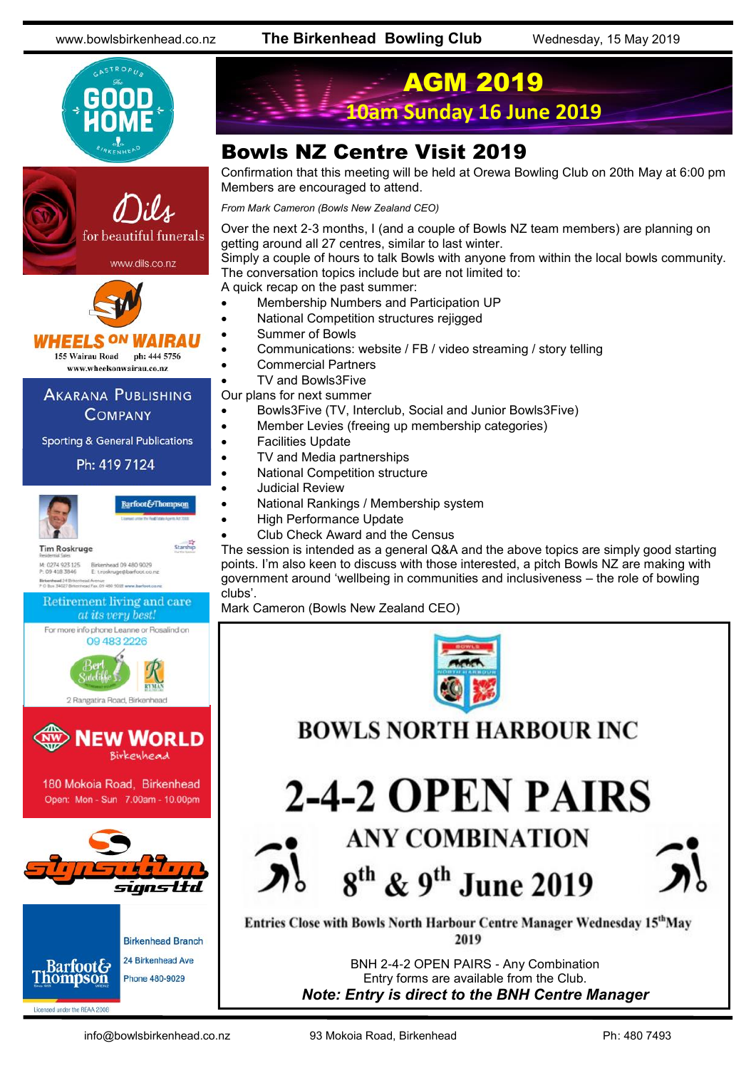# AGM 2019

**10am Sunday 16 June 2019**

## Bowls NZ Centre Visit 2019

Confirmation that this meeting will be held at Orewa Bowling Club on 20th May at 6:00 pm Members are encouraged to attend.

*From Mark Cameron (Bowls New Zealand CEO)*

Over the next 2-3 months, I (and a couple of Bowls NZ team members) are planning on getting around all 27 centres, similar to last winter.
Simply a couple of hours to talk Bowls with anyone from within the local bowls community.
The conversation topics include but are not limited to:
A quick recap on the past summer:

- Membership Numbers and Participation UP
- National Competition structures rejigged
- Summer of Bowls
- Communications: website / FB / video streaming / story telling
- Commercial Partners
- TV and Bowls3Five

Our plans for next summer

- Bowls3Five (TV, Interclub, Social and Junior Bowls3Five)
- Member Levies (freeing up membership categories)
- Facilities Update
- TV and Media partnerships
- National Competition structure
- Judicial Review
- National Rankings / Membership system
- High Performance Update
- Club Check Award and the Census

The session is intended as a general Q&A and the above topics are simply good starting points. I'm also keen to discuss with those interested, a pitch Bowls NZ are making with government around 'wellbeing in communities and inclusiveness – the role of bowling clubs'.
Mark Cameron (Bowls New Zealand CEO)

## BOWLS NORTH HARBOUR INC

# 2-4-2 OPEN PAIRS

### ANY COMBINATION

### 8th & 9th June 2019

**Entries Close with Bowls North Harbour Centre Manager Wednesday 15th May 2019**

BNH 2-4-2 OPEN PAIRS - Any Combination
Entry forms are available from the Club.
***Note: Entry is direct to the BNH Centre Manager***

The Good Home Gastropub Birkenhead

Dils for beautiful funerals
www.dils.co.nz

WHEELS ON WAIRAU
155 Wairau Road ph: 444 5756
www.wheelsonwairau.co.nz

AKARANA PUBLISHING COMPANY
Sporting & General Publications
Ph: 419 7124

Barfoot&Thompson
Tim Roskruge
Residential Sales
M: 0274 923 125 Birkenhead 09 480 9029
P: 09 418 3846 E: troskruge@barfoot.co.nz

Retirement living and care *at its very best!*
For more info phone Leanne or Rosalind on 09 483 2226
Bert Sutcliffe
RYMAN
2 Rangatira Road, Birkenhead

NEW WORLD Birkenhead
180 Mokoia Road, Birkenhead
Open: Mon - Sun 7.00am - 10.00pm

signsation signs ltd

Barfoot& Thompson
Birkenhead Branch
24 Birkenhead Ave
Phone 480-9029
Licensed under the REAA 2008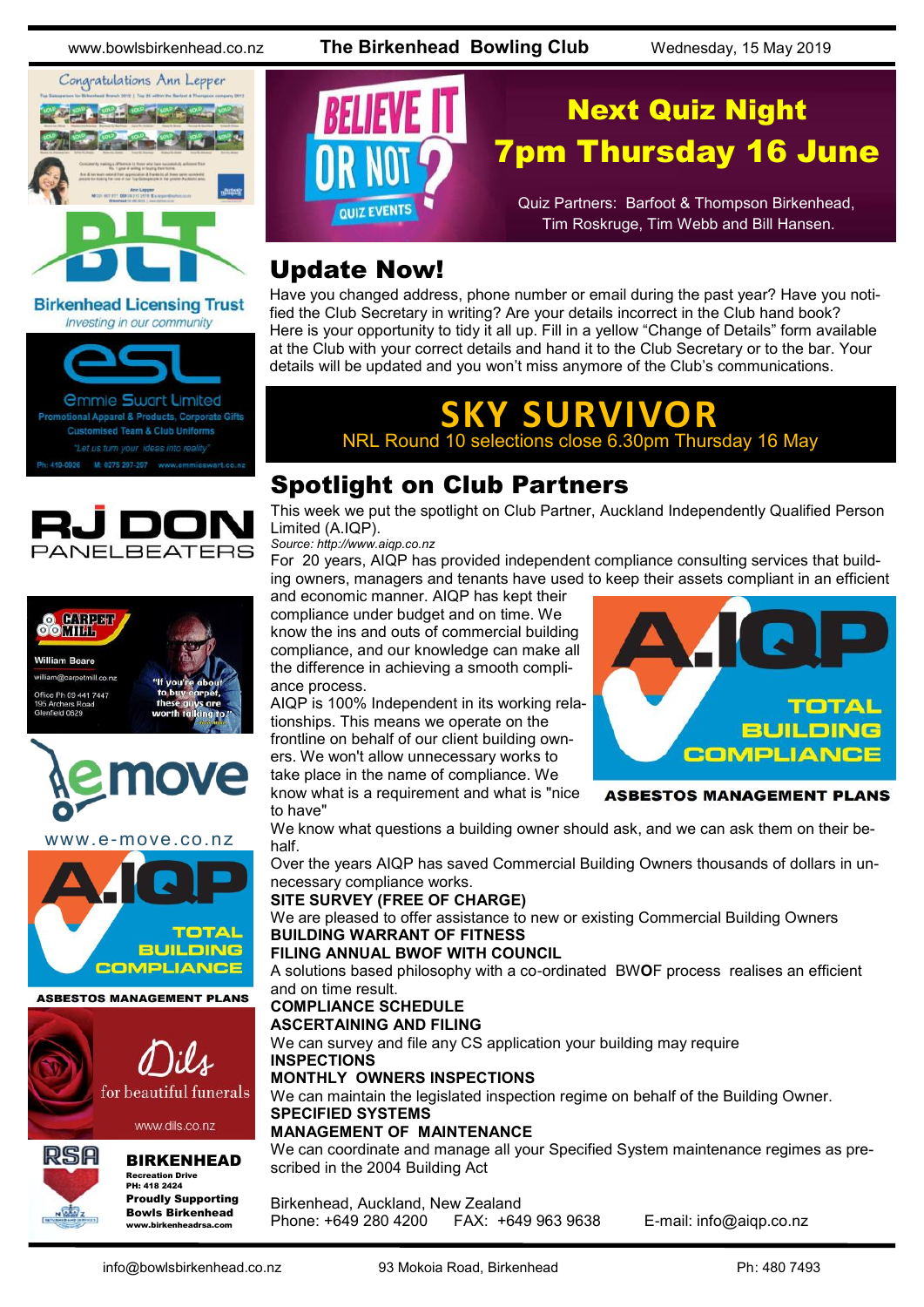# Next Quiz Night

# 7pm Thursday 16 June

Quiz Partners: Barfoot & Thompson Birkenhead, Tim Roskruge, Tim Webb and Bill Hansen.

## Update Now!

Have you changed address, phone number or email during the past year? Have you notified the Club Secretary in writing? Are your details incorrect in the Club hand book? Here is your opportunity to tidy it all up. Fill in a yellow "Change of Details" form available at the Club with your correct details and hand it to the Club Secretary or to the bar. Your details will be updated and you won't miss anymore of the Club's communications.

## SKY SURVIVOR

NRL Round 10 selections close 6.30pm Thursday 16 May

## Spotlight on Club Partners

This week we put the spotlight on Club Partner, Auckland Independently Qualified Person Limited (A.IQP).

*Source: http://www.aiqp.co.nz*

For 20 years, AIQP has provided independent compliance consulting services that building owners, managers and tenants have used to keep their assets compliant in an efficient and economic manner. AIQP has kept their compliance under budget and on time. We know the ins and outs of commercial building compliance, and our knowledge can make all the difference in achieving a smooth compliance process.

AIQP is 100% Independent in its working relationships. This means we operate on the frontline on behalf of our client building owners. We won't allow unnecessary works to take place in the name of compliance. We know what is a requirement and what is "nice to have"

We know what questions a building owner should ask, and we can ask them on their behalf.

Over the years AIQP has saved Commercial Building Owners thousands of dollars in unnecessary compliance works.

**SITE SURVEY (FREE OF CHARGE)**

We are pleased to offer assistance to new or existing Commercial Building Owners

**BUILDING WARRANT OF FITNESS**

**FILING ANNUAL BWOF WITH COUNCIL**

A solutions based philosophy with a co-ordinated BWOF process realises an efficient and on time result.

**COMPLIANCE SCHEDULE**

**ASCERTAINING AND FILING**

We can survey and file any CS application your building may require

**INSPECTIONS**

**MONTHLY OWNERS INSPECTIONS**

We can maintain the legislated inspection regime on behalf of the Building Owner.

**SPECIFIED SYSTEMS**

**MANAGEMENT OF MAINTENANCE**

We can coordinate and manage all your Specified System maintenance regimes as prescribed in the 2004 Building Act

Birkenhead, Auckland, New Zealand

Phone: +649 280 4200 FAX: +649 963 9638 E-mail: info@aiqp.co.nz